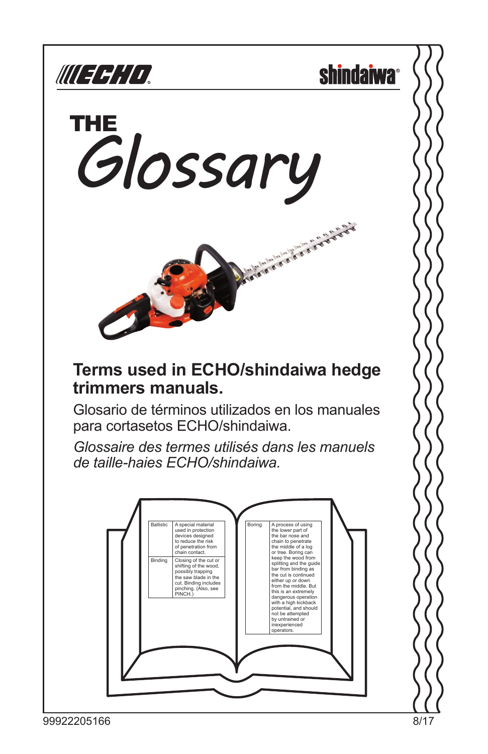ECHO shindaiwa

# THE Glossary

## Terms used in ECHO/shindaiwa hedge trimmers manuals.

Glosario de términos utilizados en los manuales para cortasetos ECHO/shindaiwa.

*Glossaire des termes utilisés dans les manuels de taille-haies ECHO/shindaiwa.*

| | |
|---|---|
| Ballistic | A special material used in protection devices designed to reduce the risk of penetration from chain contact. |
| Binding | Closing of the cut or shifting of the wood, possibly trapping the saw blade in the cut. Binding includes pinching. (Also, see PINCH.) |

| | |
|---|---|
| Boring | A process of using the lower part of the bar nose and chain to penetrate the middle of a log or tree. Boring can keep the wood from splitting and the guide bar from binding as the cut is continued either up or down from the middle. But this is an extremely dangerous operation with a high kickback potential, and should not be attempted by untrained or inexperienced operators. |

99922205166 8/17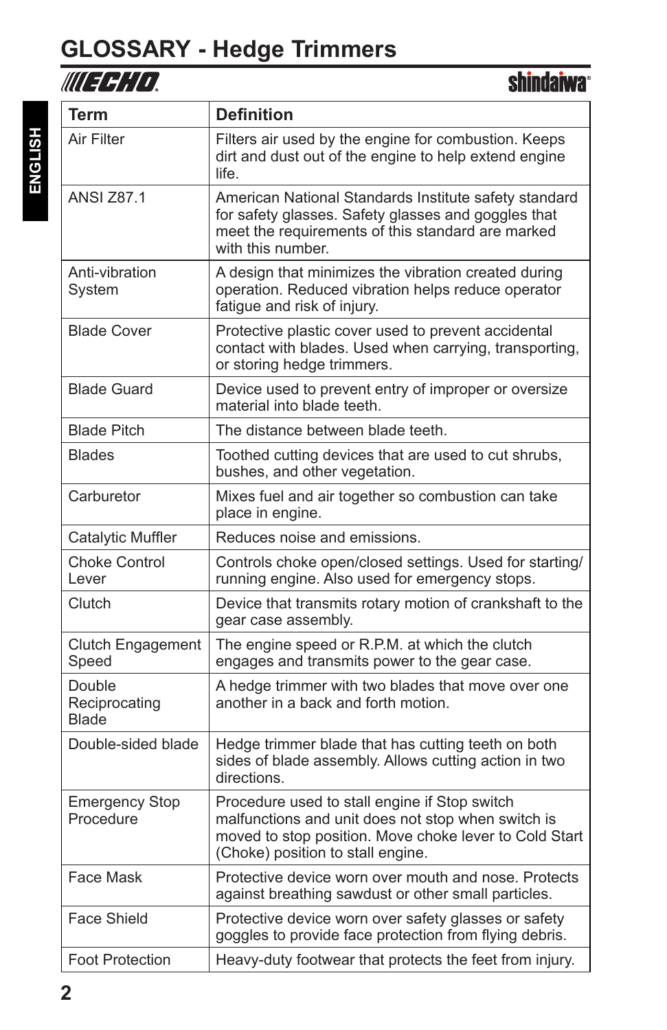# GLOSSARY - Hedge Trimmers

| Term | Definition |
| --- | --- |
| Air Filter | Filters air used by the engine for combustion. Keeps dirt and dust out of the engine to help extend engine life. |
| ANSI Z87.1 | American National Standards Institute safety standard for safety glasses. Safety glasses and goggles that meet the requirements of this standard are marked with this number. |
| Anti-vibration System | A design that minimizes the vibration created during operation. Reduced vibration helps reduce operator fatigue and risk of injury. |
| Blade Cover | Protective plastic cover used to prevent accidental contact with blades. Used when carrying, transporting, or storing hedge trimmers. |
| Blade Guard | Device used to prevent entry of improper or oversize material into blade teeth. |
| Blade Pitch | The distance between blade teeth. |
| Blades | Toothed cutting devices that are used to cut shrubs, bushes, and other vegetation. |
| Carburetor | Mixes fuel and air together so combustion can take place in engine. |
| Catalytic Muffler | Reduces noise and emissions. |
| Choke Control Lever | Controls choke open/closed settings. Used for starting/running engine. Also used for emergency stops. |
| Clutch | Device that transmits rotary motion of crankshaft to the gear case assembly. |
| Clutch Engagement Speed | The engine speed or R.P.M. at which the clutch engages and transmits power to the gear case. |
| Double Reciprocating Blade | A hedge trimmer with two blades that move over one another in a back and forth motion. |
| Double-sided blade | Hedge trimmer blade that has cutting teeth on both sides of blade assembly. Allows cutting action in two directions. |
| Emergency Stop Procedure | Procedure used to stall engine if Stop switch malfunctions and unit does not stop when switch is moved to stop position. Move choke lever to Cold Start (Choke) position to stall engine. |
| Face Mask | Protective device worn over mouth and nose. Protects against breathing sawdust or other small particles. |
| Face Shield | Protective device worn over safety glasses or safety goggles to provide face protection from flying debris. |
| Foot Protection | Heavy-duty footwear that protects the feet from injury. |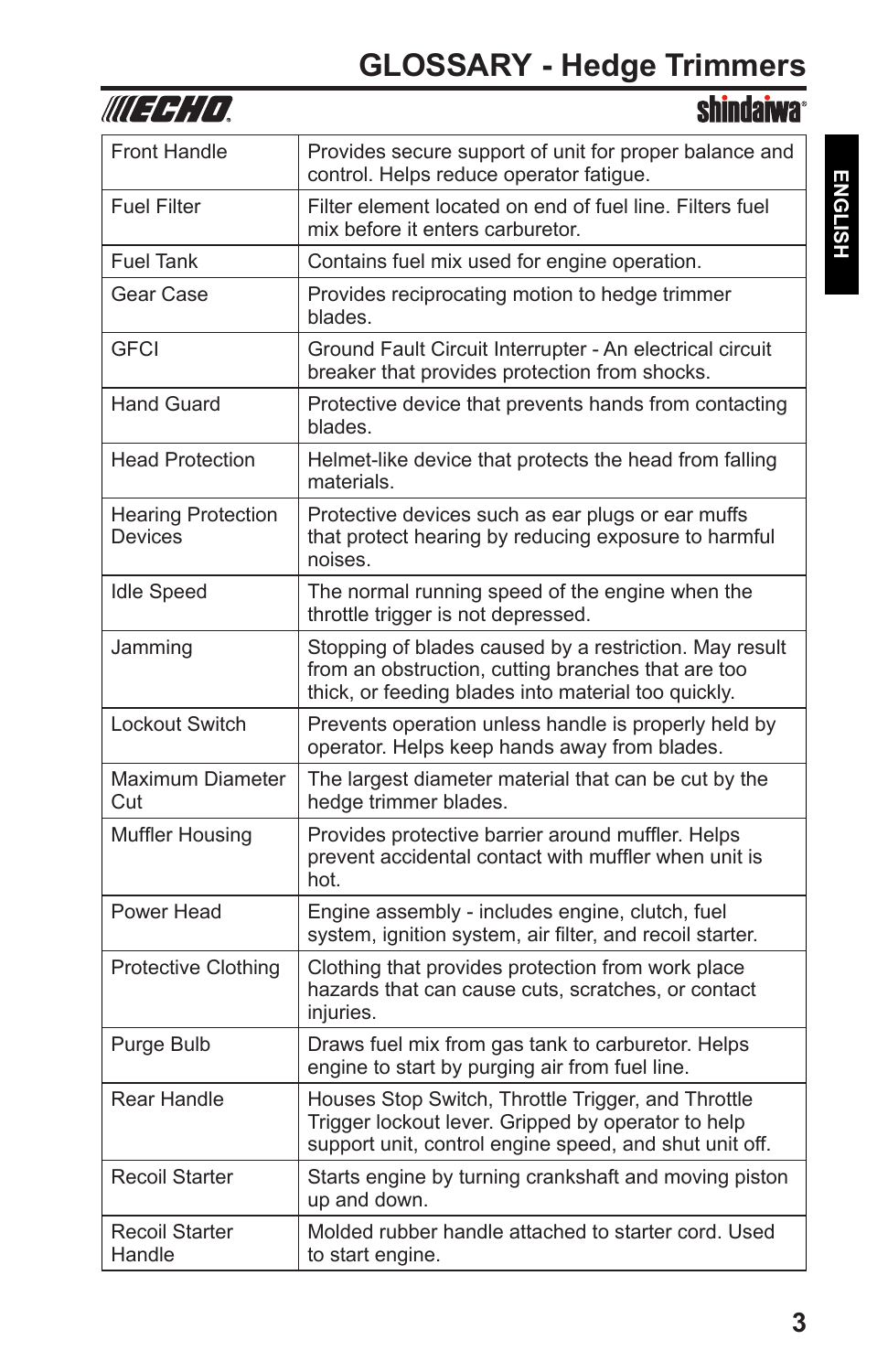# GLOSSARY - Hedge Trimmers

| | |
|---|---|
| Front Handle | Provides secure support of unit for proper balance and control. Helps reduce operator fatigue. |
| Fuel Filter | Filter element located on end of fuel line. Filters fuel mix before it enters carburetor. |
| Fuel Tank | Contains fuel mix used for engine operation. |
| Gear Case | Provides reciprocating motion to hedge trimmer blades. |
| GFCI | Ground Fault Circuit Interrupter - An electrical circuit breaker that provides protection from shocks. |
| Hand Guard | Protective device that prevents hands from contacting blades. |
| Head Protection | Helmet-like device that protects the head from falling materials. |
| Hearing Protection Devices | Protective devices such as ear plugs or ear muffs that protect hearing by reducing exposure to harmful noises. |
| Idle Speed | The normal running speed of the engine when the throttle trigger is not depressed. |
| Jamming | Stopping of blades caused by a restriction. May result from an obstruction, cutting branches that are too thick, or feeding blades into material too quickly. |
| Lockout Switch | Prevents operation unless handle is properly held by operator. Helps keep hands away from blades. |
| Maximum Diameter Cut | The largest diameter material that can be cut by the hedge trimmer blades. |
| Muffler Housing | Provides protective barrier around muffler. Helps prevent accidental contact with muffler when unit is hot. |
| Power Head | Engine assembly - includes engine, clutch, fuel system, ignition system, air filter, and recoil starter. |
| Protective Clothing | Clothing that provides protection from work place hazards that can cause cuts, scratches, or contact injuries. |
| Purge Bulb | Draws fuel mix from gas tank to carburetor. Helps engine to start by purging air from fuel line. |
| Rear Handle | Houses Stop Switch, Throttle Trigger, and Throttle Trigger lockout lever. Gripped by operator to help support unit, control engine speed, and shut unit off. |
| Recoil Starter | Starts engine by turning crankshaft and moving piston up and down. |
| Recoil Starter Handle | Molded rubber handle attached to starter cord. Used to start engine. |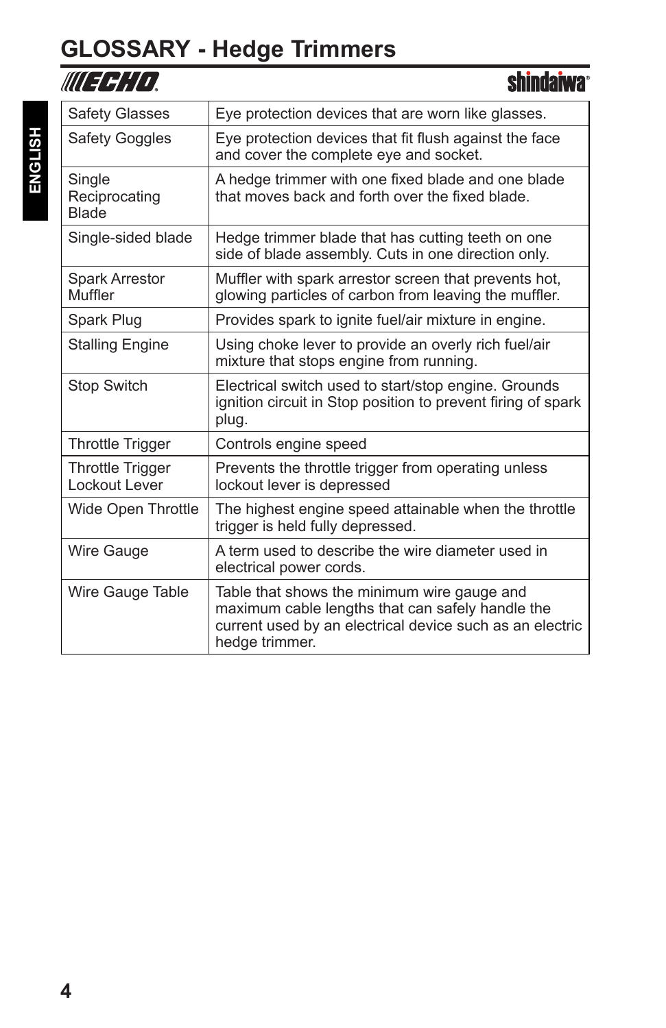# GLOSSARY - Hedge Trimmers

| | |
|---|---|
| Safety Glasses | Eye protection devices that are worn like glasses. |
| Safety Goggles | Eye protection devices that fit flush against the face and cover the complete eye and socket. |
| Single Reciprocating Blade | A hedge trimmer with one fixed blade and one blade that moves back and forth over the fixed blade. |
| Single-sided blade | Hedge trimmer blade that has cutting teeth on one side of blade assembly. Cuts in one direction only. |
| Spark Arrestor Muffler | Muffler with spark arrestor screen that prevents hot, glowing particles of carbon from leaving the muffler. |
| Spark Plug | Provides spark to ignite fuel/air mixture in engine. |
| Stalling Engine | Using choke lever to provide an overly rich fuel/air mixture that stops engine from running. |
| Stop Switch | Electrical switch used to start/stop engine. Grounds ignition circuit in Stop position to prevent firing of spark plug. |
| Throttle Trigger | Controls engine speed |
| Throttle Trigger Lockout Lever | Prevents the throttle trigger from operating unless lockout lever is depressed |
| Wide Open Throttle | The highest engine speed attainable when the throttle trigger is held fully depressed. |
| Wire Gauge | A term used to describe the wire diameter used in electrical power cords. |
| Wire Gauge Table | Table that shows the minimum wire gauge and maximum cable lengths that can safely handle the current used by an electrical device such as an electric hedge trimmer. |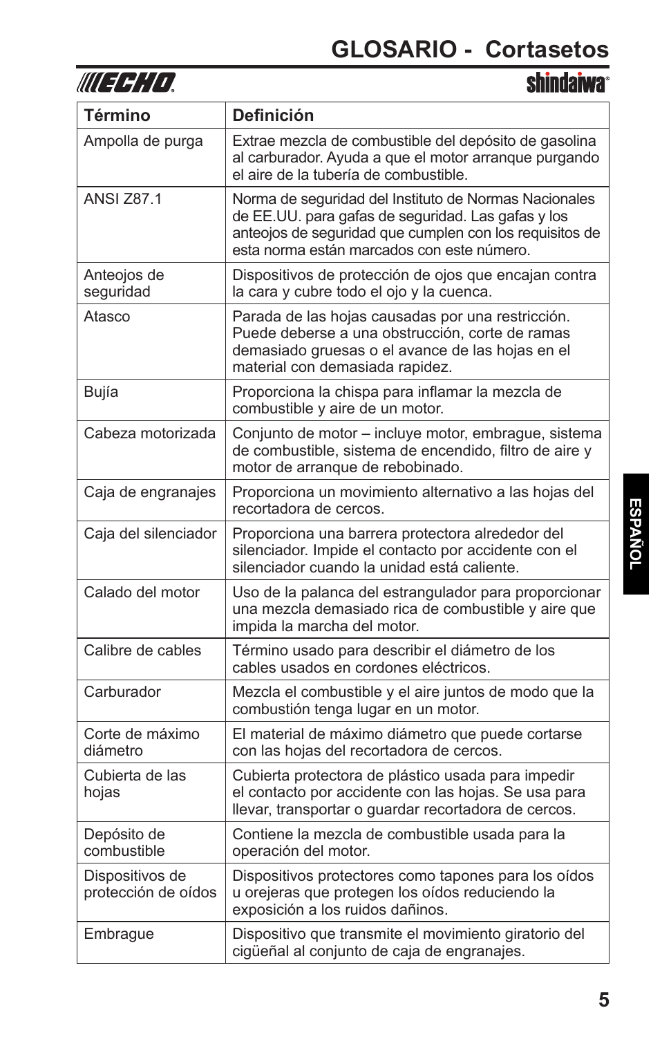# GLOSARIO - Cortasetos

| Término | Definición |
|---|---|
| Ampolla de purga | Extrae mezcla de combustible del depósito de gasolina al carburador. Ayuda a que el motor arranque purgando el aire de la tubería de combustible. |
| ANSI Z87.1 | Norma de seguridad del Instituto de Normas Nacionales de EE.UU. para gafas de seguridad. Las gafas y los anteojos de seguridad que cumplen con los requisitos de esta norma están marcados con este número. |
| Anteojos de seguridad | Dispositivos de protección de ojos que encajan contra la cara y cubre todo el ojo y la cuenca. |
| Atasco | Parada de las hojas causadas por una restricción. Puede deberse a una obstrucción, corte de ramas demasiado gruesas o el avance de las hojas en el material con demasiada rapidez. |
| Bujía | Proporciona la chispa para inflamar la mezcla de combustible y aire de un motor. |
| Cabeza motorizada | Conjunto de motor – incluye motor, embrague, sistema de combustible, sistema de encendido, filtro de aire y motor de arranque de rebobinado. |
| Caja de engranajes | Proporciona un movimiento alternativo a las hojas del recortadora de cercos. |
| Caja del silenciador | Proporciona una barrera protectora alrededor del silenciador. Impide el contacto por accidente con el silenciador cuando la unidad está caliente. |
| Calado del motor | Uso de la palanca del estrangulador para proporcionar una mezcla demasiado rica de combustible y aire que impida la marcha del motor. |
| Calibre de cables | Término usado para describir el diámetro de los cables usados en cordones eléctricos. |
| Carburador | Mezcla el combustible y el aire juntos de modo que la combustión tenga lugar en un motor. |
| Corte de máximo diámetro | El material de máximo diámetro que puede cortarse con las hojas del recortadora de cercos. |
| Cubierta de las hojas | Cubierta protectora de plástico usada para impedir el contacto por accidente con las hojas. Se usa para llevar, transportar o guardar recortadora de cercos. |
| Depósito de combustible | Contiene la mezcla de combustible usada para la operación del motor. |
| Dispositivos de protección de oídos | Dispositivos protectores como tapones para los oídos u orejeras que protegen los oídos reduciendo la exposición a los ruidos dañinos. |
| Embrague | Dispositivo que transmite el movimiento giratorio del cigüeñal al conjunto de caja de engranajes. |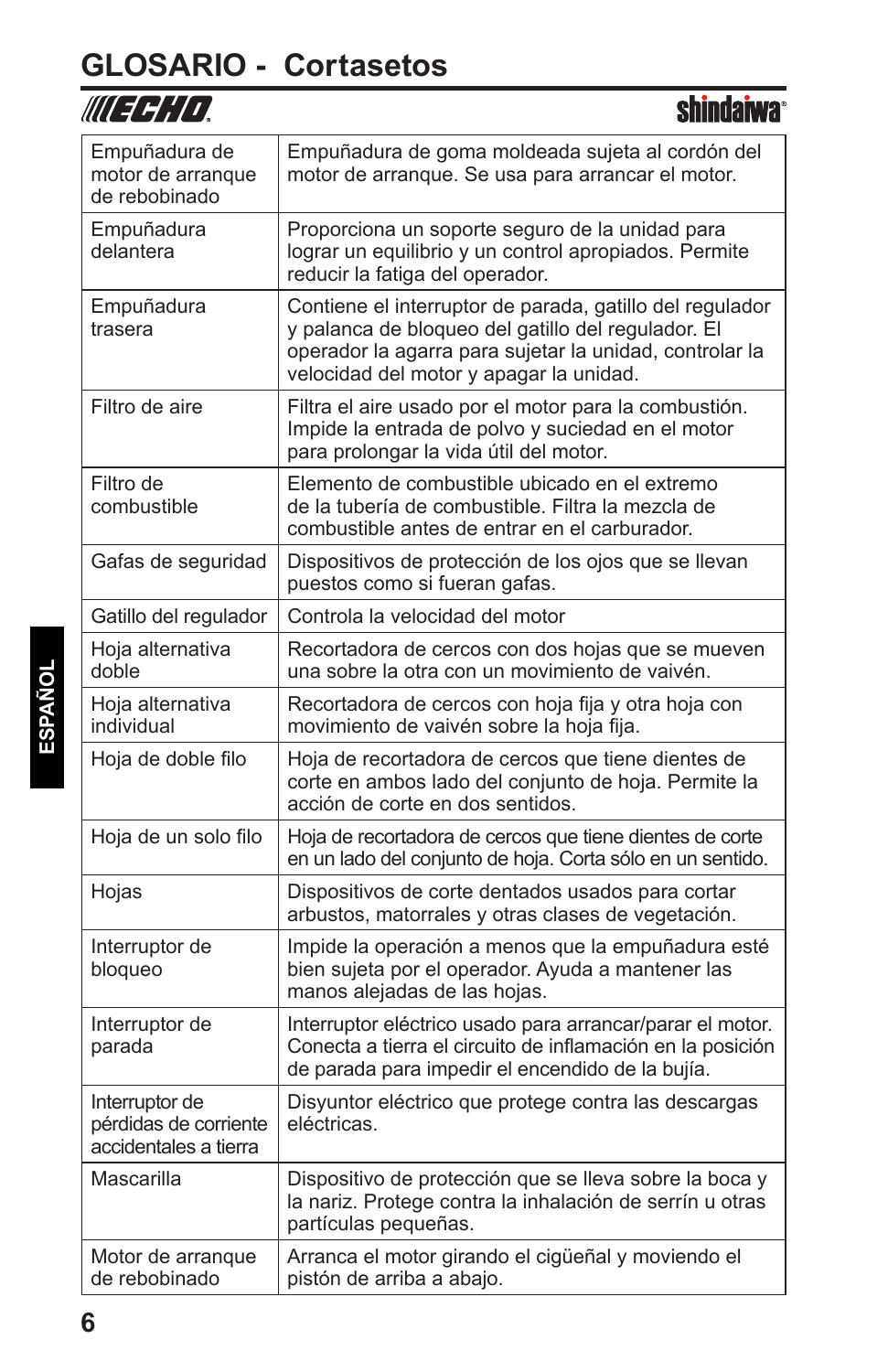# GLOSARIO - Cortasetos

| | |
|---|---|
| Empuñadura de motor de arranque de rebobinado | Empuñadura de goma moldeada sujeta al cordón del motor de arranque. Se usa para arrancar el motor. |
| Empuñadura delantera | Proporciona un soporte seguro de la unidad para lograr un equilibrio y un control apropiados. Permite reducir la fatiga del operador. |
| Empuñadura trasera | Contiene el interruptor de parada, gatillo del regulador y palanca de bloqueo del gatillo del regulador. El operador la agarra para sujetar la unidad, controlar la velocidad del motor y apagar la unidad. |
| Filtro de aire | Filtra el aire usado por el motor para la combustión. Impide la entrada de polvo y suciedad en el motor para prolongar la vida útil del motor. |
| Filtro de combustible | Elemento de combustible ubicado en el extremo de la tubería de combustible. Filtra la mezcla de combustible antes de entrar en el carburador. |
| Gafas de seguridad | Dispositivos de protección de los ojos que se llevan puestos como si fueran gafas. |
| Gatillo del regulador | Controla la velocidad del motor |
| Hoja alternativa doble | Recortadora de cercos con dos hojas que se mueven una sobre la otra con un movimiento de vaivén. |
| Hoja alternativa individual | Recortadora de cercos con hoja fija y otra hoja con movimiento de vaivén sobre la hoja fija. |
| Hoja de doble filo | Hoja de recortadora de cercos que tiene dientes de corte en ambos lado del conjunto de hoja. Permite la acción de corte en dos sentidos. |
| Hoja de un solo filo | Hoja de recortadora de cercos que tiene dientes de corte en un lado del conjunto de hoja. Corta sólo en un sentido. |
| Hojas | Dispositivos de corte dentados usados para cortar arbustos, matorrales y otras clases de vegetación. |
| Interruptor de bloqueo | Impide la operación a menos que la empuñadura esté bien sujeta por el operador. Ayuda a mantener las manos alejadas de las hojas. |
| Interruptor de parada | Interruptor eléctrico usado para arrancar/parar el motor. Conecta a tierra el circuito de inflamación en la posición de parada para impedir el encendido de la bujía. |
| Interruptor de pérdidas de corriente accidentales a tierra | Disyuntor eléctrico que protege contra las descargas eléctricas. |
| Mascarilla | Dispositivo de protección que se lleva sobre la boca y la nariz. Protege contra la inhalación de serrín u otras partículas pequeñas. |
| Motor de arranque de rebobinado | Arranca el motor girando el cigüeñal y moviendo el pistón de arriba a abajo. |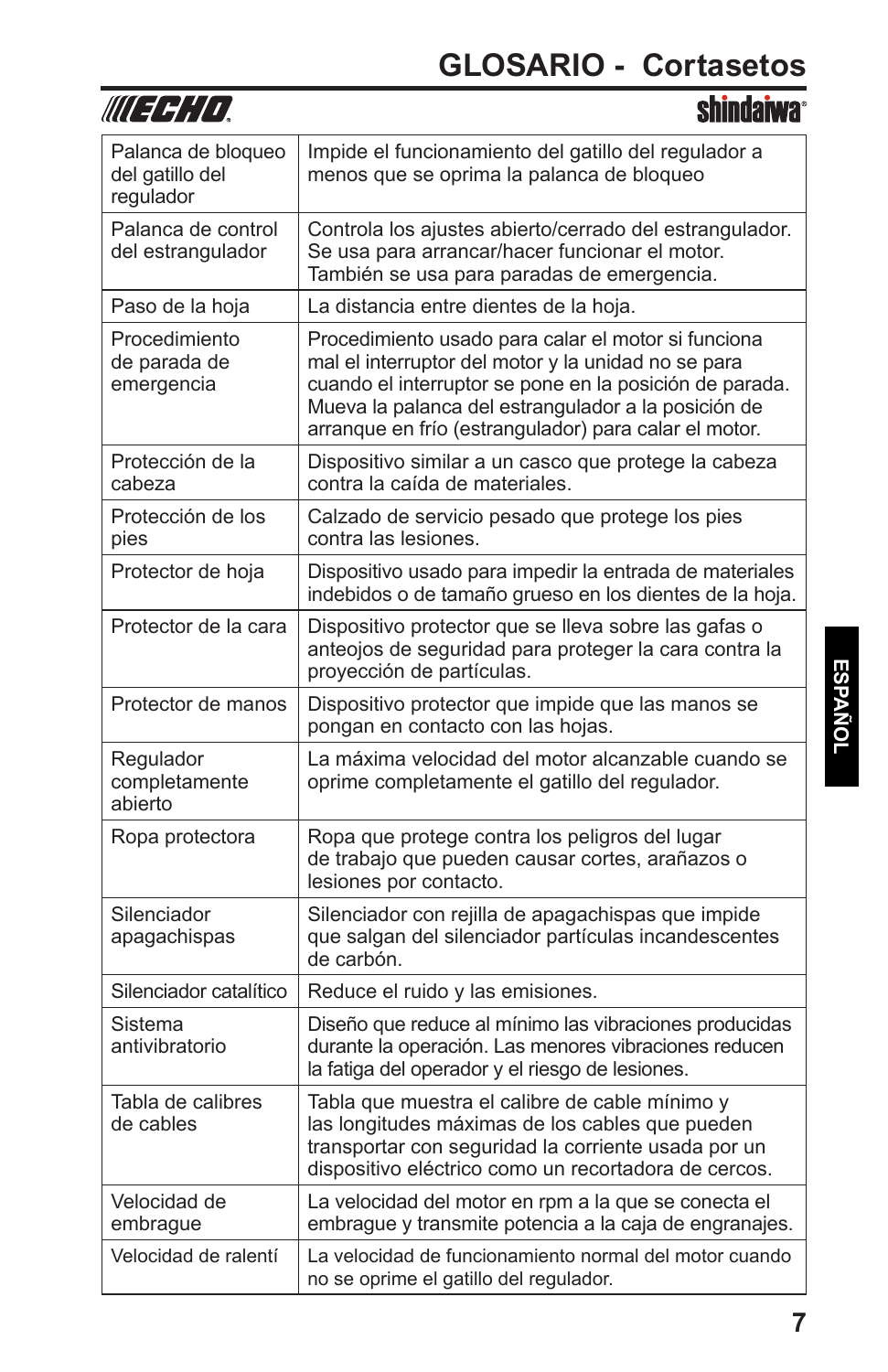# GLOSARIO - Cortasetos

| | |
|---|---|
| Palanca de bloqueo del gatillo del regulador | Impide el funcionamiento del gatillo del regulador a menos que se oprima la palanca de bloqueo |
| Palanca de control del estrangulador | Controla los ajustes abierto/cerrado del estrangulador. Se usa para arrancar/hacer funcionar el motor. También se usa para paradas de emergencia. |
| Paso de la hoja | La distancia entre dientes de la hoja. |
| Procedimiento de parada de emergencia | Procedimiento usado para calar el motor si funciona mal el interruptor del motor y la unidad no se para cuando el interruptor se pone en la posición de parada. Mueva la palanca del estrangulador a la posición de arranque en frío (estrangulador) para calar el motor. |
| Protección de la cabeza | Dispositivo similar a un casco que protege la cabeza contra la caída de materiales. |
| Protección de los pies | Calzado de servicio pesado que protege los pies contra las lesiones. |
| Protector de hoja | Dispositivo usado para impedir la entrada de materiales indebidos o de tamaño grueso en los dientes de la hoja. |
| Protector de la cara | Dispositivo protector que se lleva sobre las gafas o anteojos de seguridad para proteger la cara contra la proyección de partículas. |
| Protector de manos | Dispositivo protector que impide que las manos se pongan en contacto con las hojas. |
| Regulador completamente abierto | La máxima velocidad del motor alcanzable cuando se oprime completamente el gatillo del regulador. |
| Ropa protectora | Ropa que protege contra los peligros del lugar de trabajo que pueden causar cortes, arañazos o lesiones por contacto. |
| Silenciador apagachispas | Silenciador con rejilla de apagachispas que impide que salgan del silenciador partículas incandescentes de carbón. |
| Silenciador catalítico | Reduce el ruido y las emisiones. |
| Sistema antivibratorio | Diseño que reduce al mínimo las vibraciones producidas durante la operación. Las menores vibraciones reducen la fatiga del operador y el riesgo de lesiones. |
| Tabla de calibres de cables | Tabla que muestra el calibre de cable mínimo y las longitudes máximas de los cables que pueden transportar con seguridad la corriente usada por un dispositivo eléctrico como un recortadora de cercos. |
| Velocidad de embrague | La velocidad del motor en rpm a la que se conecta el embrague y transmite potencia a la caja de engranajes. |
| Velocidad de ralentí | La velocidad de funcionamiento normal del motor cuando no se oprime el gatillo del regulador. |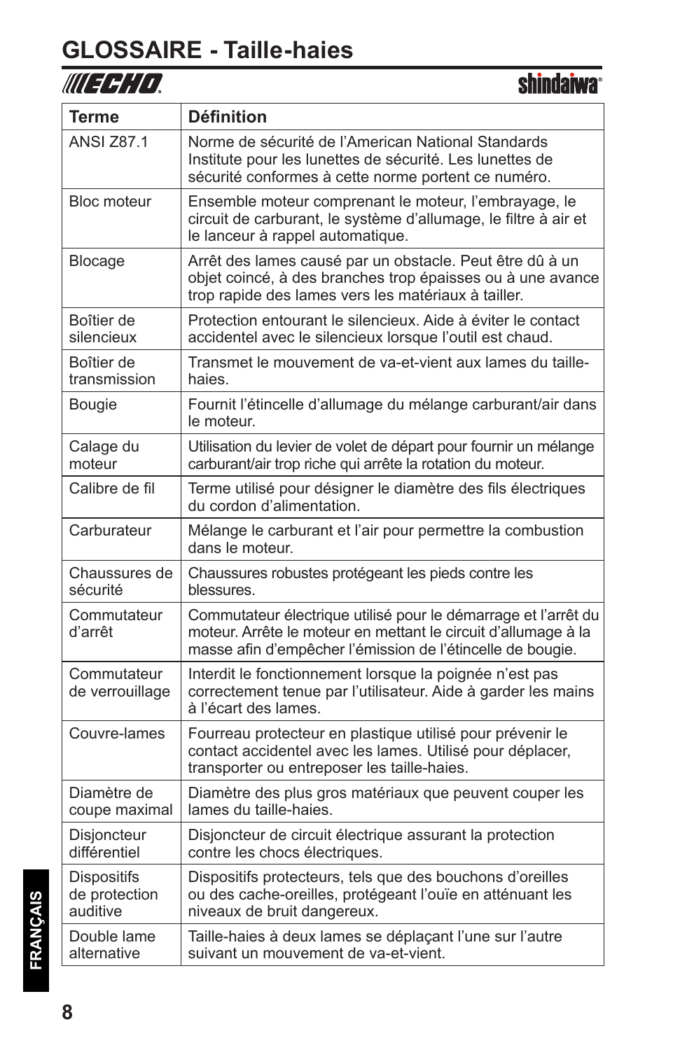# GLOSSAIRE - Taille-haies

| Terme | Définition |
|---|---|
| ANSI Z87.1 | Norme de sécurité de l'American National Standards Institute pour les lunettes de sécurité. Les lunettes de sécurité conformes à cette norme portent ce numéro. |
| Bloc moteur | Ensemble moteur comprenant le moteur, l'embrayage, le circuit de carburant, le système d'allumage, le filtre à air et le lanceur à rappel automatique. |
| Blocage | Arrêt des lames causé par un obstacle. Peut être dû à un objet coincé, à des branches trop épaisses ou à une avance trop rapide des lames vers les matériaux à tailler. |
| Boîtier de silencieux | Protection entourant le silencieux. Aide à éviter le contact accidentel avec le silencieux lorsque l'outil est chaud. |
| Boîtier de transmission | Transmet le mouvement de va-et-vient aux lames du taille-haies. |
| Bougie | Fournit l'étincelle d'allumage du mélange carburant/air dans le moteur. |
| Calage du moteur | Utilisation du levier de volet de départ pour fournir un mélange carburant/air trop riche qui arrête la rotation du moteur. |
| Calibre de fil | Terme utilisé pour désigner le diamètre des fils électriques du cordon d'alimentation. |
| Carburateur | Mélange le carburant et l'air pour permettre la combustion dans le moteur. |
| Chaussures de sécurité | Chaussures robustes protégeant les pieds contre les blessures. |
| Commutateur d'arrêt | Commutateur électrique utilisé pour le démarrage et l'arrêt du moteur. Arrête le moteur en mettant le circuit d'allumage à la masse afin d'empêcher l'émission de l'étincelle de bougie. |
| Commutateur de verrouillage | Interdit le fonctionnement lorsque la poignée n'est pas correctement tenue par l'utilisateur. Aide à garder les mains à l'écart des lames. |
| Couvre-lames | Fourreau protecteur en plastique utilisé pour prévenir le contact accidentel avec les lames. Utilisé pour déplacer, transporter ou entreposer les taille-haies. |
| Diamètre de coupe maximal | Diamètre des plus gros matériaux que peuvent couper les lames du taille-haies. |
| Disjoncteur différentiel | Disjoncteur de circuit électrique assurant la protection contre les chocs électriques. |
| Dispositifs de protection auditive | Dispositifs protecteurs, tels que des bouchons d'oreilles ou des cache-oreilles, protégeant l'ouïe en atténuant les niveaux de bruit dangereux. |
| Double lame alternative | Taille-haies à deux lames se déplaçant l'une sur l'autre suivant un mouvement de va-et-vient. |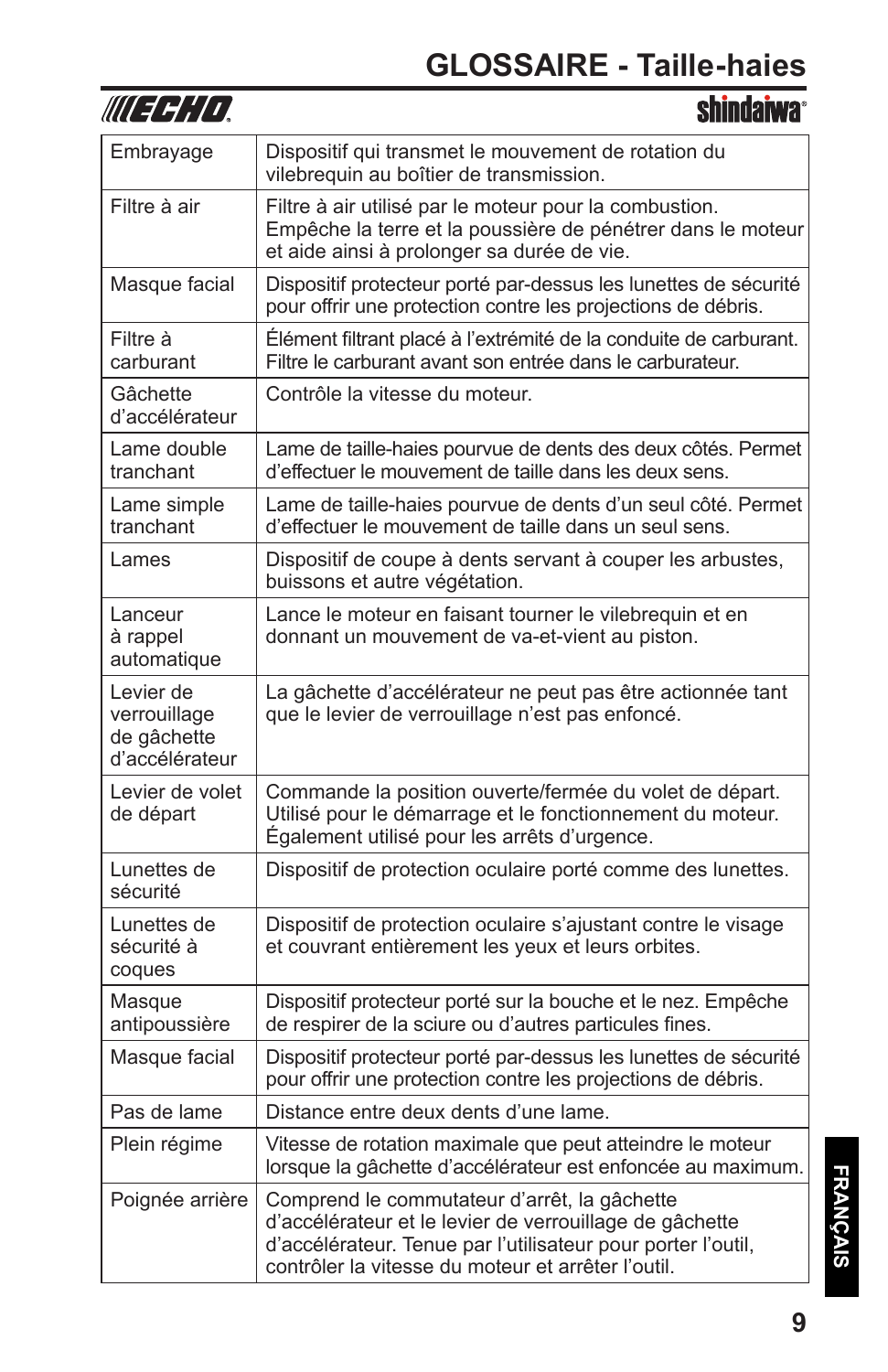# GLOSSAIRE - Taille-haies

| | |
|---|---|
| Embrayage | Dispositif qui transmet le mouvement de rotation du vilebrequin au boîtier de transmission. |
| Filtre à air | Filtre à air utilisé par le moteur pour la combustion. Empêche la terre et la poussière de pénétrer dans le moteur et aide ainsi à prolonger sa durée de vie. |
| Masque facial | Dispositif protecteur porté par-dessus les lunettes de sécurité pour offrir une protection contre les projections de débris. |
| Filtre à carburant | Élément filtrant placé à l'extrémité de la conduite de carburant. Filtre le carburant avant son entrée dans le carburateur. |
| Gâchette d'accélérateur | Contrôle la vitesse du moteur. |
| Lame double tranchant | Lame de taille-haies pourvue de dents des deux côtés. Permet d'effectuer le mouvement de taille dans les deux sens. |
| Lame simple tranchant | Lame de taille-haies pourvue de dents d'un seul côté. Permet d'effectuer le mouvement de taille dans un seul sens. |
| Lames | Dispositif de coupe à dents servant à couper les arbustes, buissons et autre végétation. |
| Lanceur à rappel automatique | Lance le moteur en faisant tourner le vilebrequin et en donnant un mouvement de va-et-vient au piston. |
| Levier de verrouillage de gâchette d'accélérateur | La gâchette d'accélérateur ne peut pas être actionnée tant que le levier de verrouillage n'est pas enfoncé. |
| Levier de volet de départ | Commande la position ouverte/fermée du volet de départ. Utilisé pour le démarrage et le fonctionnement du moteur. Également utilisé pour les arrêts d'urgence. |
| Lunettes de sécurité | Dispositif de protection oculaire porté comme des lunettes. |
| Lunettes de sécurité à coques | Dispositif de protection oculaire s'ajustant contre le visage et couvrant entièrement les yeux et leurs orbites. |
| Masque antipoussière | Dispositif protecteur porté sur la bouche et le nez. Empêche de respirer de la sciure ou d'autres particules fines. |
| Masque facial | Dispositif protecteur porté par-dessus les lunettes de sécurité pour offrir une protection contre les projections de débris. |
| Pas de lame | Distance entre deux dents d'une lame. |
| Plein régime | Vitesse de rotation maximale que peut atteindre le moteur lorsque la gâchette d'accélérateur est enfoncée au maximum. |
| Poignée arrière | Comprend le commutateur d'arrêt, la gâchette d'accélérateur et le levier de verrouillage de gâchette d'accélérateur. Tenue par l'utilisateur pour porter l'outil, contrôler la vitesse du moteur et arrêter l'outil. |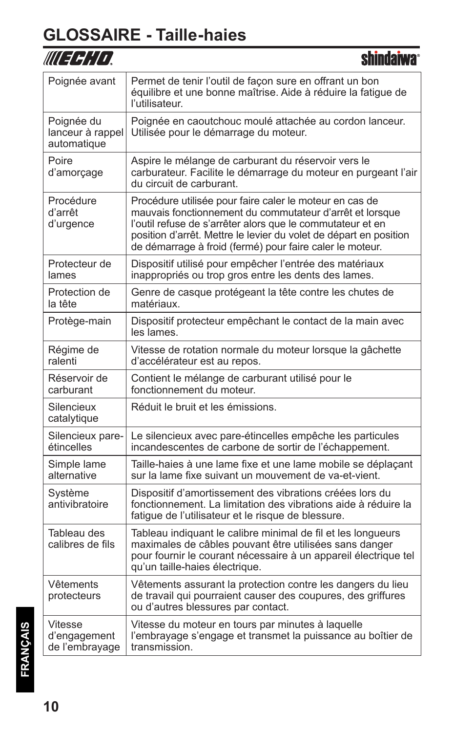# GLOSSAIRE - Taille-haies

| | |
|---|---|
| Poignée avant | Permet de tenir l'outil de façon sure en offrant un bon équilibre et une bonne maîtrise. Aide à réduire la fatigue de l'utilisateur. |
| Poignée du lanceur à rappel automatique | Poignée en caoutchouc moulé attachée au cordon lanceur. Utilisée pour le démarrage du moteur. |
| Poire d'amorçage | Aspire le mélange de carburant du réservoir vers le carburateur. Facilite le démarrage du moteur en purgeant l'air du circuit de carburant. |
| Procédure d'arrêt d'urgence | Procédure utilisée pour faire caler le moteur en cas de mauvais fonctionnement du commutateur d'arrêt et lorsque l'outil refuse de s'arrêter alors que le commutateur et en position d'arrêt. Mettre le levier du volet de départ en position de démarrage à froid (fermé) pour faire caler le moteur. |
| Protecteur de lames | Dispositif utilisé pour empêcher l'entrée des matériaux inappropriés ou trop gros entre les dents des lames. |
| Protection de la tête | Genre de casque protégeant la tête contre les chutes de matériaux. |
| Protège-main | Dispositif protecteur empêchant le contact de la main avec les lames. |
| Régime de ralenti | Vitesse de rotation normale du moteur lorsque la gâchette d'accélérateur est au repos. |
| Réservoir de carburant | Contient le mélange de carburant utilisé pour le fonctionnement du moteur. |
| Silencieux catalytique | Réduit le bruit et les émissions. |
| Silencieux pare-étincelles | Le silencieux avec pare-étincelles empêche les particules incandescentes de carbone de sortir de l'échappement. |
| Simple lame alternative | Taille-haies à une lame fixe et une lame mobile se déplaçant sur la lame fixe suivant un mouvement de va-et-vient. |
| Système antivibratoire | Dispositif d'amortissement des vibrations créées lors du fonctionnement. La limitation des vibrations aide à réduire la fatigue de l'utilisateur et le risque de blessure. |
| Tableau des calibres de fils | Tableau indiquant le calibre minimal de fil et les longueurs maximales de câbles pouvant être utilisées sans danger pour fournir le courant nécessaire à un appareil électrique tel qu'un taille-haies électrique. |
| Vêtements protecteurs | Vêtements assurant la protection contre les dangers du lieu de travail qui pourraient causer des coupures, des griffures ou d'autres blessures par contact. |
| Vitesse d'engagement de l'embrayage | Vitesse du moteur en tours par minutes à laquelle l'embrayage s'engage et transmet la puissance au boîtier de transmission. |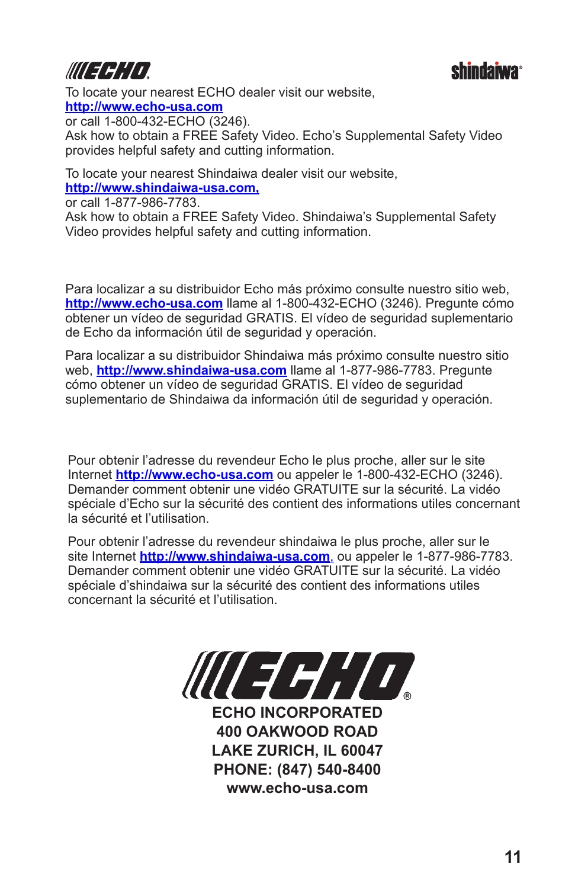To locate your nearest ECHO dealer visit our website,
**http://www.echo-usa.com**
or call 1-800-432-ECHO (3246).
Ask how to obtain a FREE Safety Video. Echo's Supplemental Safety Video provides helpful safety and cutting information.

To locate your nearest Shindaiwa dealer visit our website,
**http://www.shindaiwa-usa.com,**
or call 1-877-986-7783.
Ask how to obtain a FREE Safety Video. Shindaiwa's Supplemental Safety Video provides helpful safety and cutting information.

Para localizar a su distribuidor Echo más próximo consulte nuestro sitio web, **http://www.echo-usa.com** llame al 1-800-432-ECHO (3246). Pregunte cómo obtener un vídeo de seguridad GRATIS. El vídeo de seguridad suplementario de Echo da información útil de seguridad y operación.

Para localizar a su distribuidor Shindaiwa más próximo consulte nuestro sitio web, **http://www.shindaiwa-usa.com** llame al 1-877-986-7783. Pregunte cómo obtener un vídeo de seguridad GRATIS. El vídeo de seguridad suplementario de Shindaiwa da información útil de seguridad y operación.

Pour obtenir l'adresse du revendeur Echo le plus proche, aller sur le site Internet **http://www.echo-usa.com** ou appeler le 1-800-432-ECHO (3246). Demander comment obtenir une vidéo GRATUITE sur la sécurité. La vidéo spéciale d'Echo sur la sécurité des contient des informations utiles concernant la sécurité et l'utilisation.

Pour obtenir l'adresse du revendeur shindaiwa le plus proche, aller sur le site Internet **http://www.shindaiwa-usa.com**, ou appeler le 1-877-986-7783. Demander comment obtenir une vidéo GRATUITE sur la sécurité. La vidéo spéciale d'shindaiwa sur la sécurité des contient des informations utiles concernant la sécurité et l'utilisation.

**ECHO INCORPORATED**
**400 OAKWOOD ROAD**
**LAKE ZURICH, IL 60047**
**PHONE: (847) 540-8400**
**www.echo-usa.com**